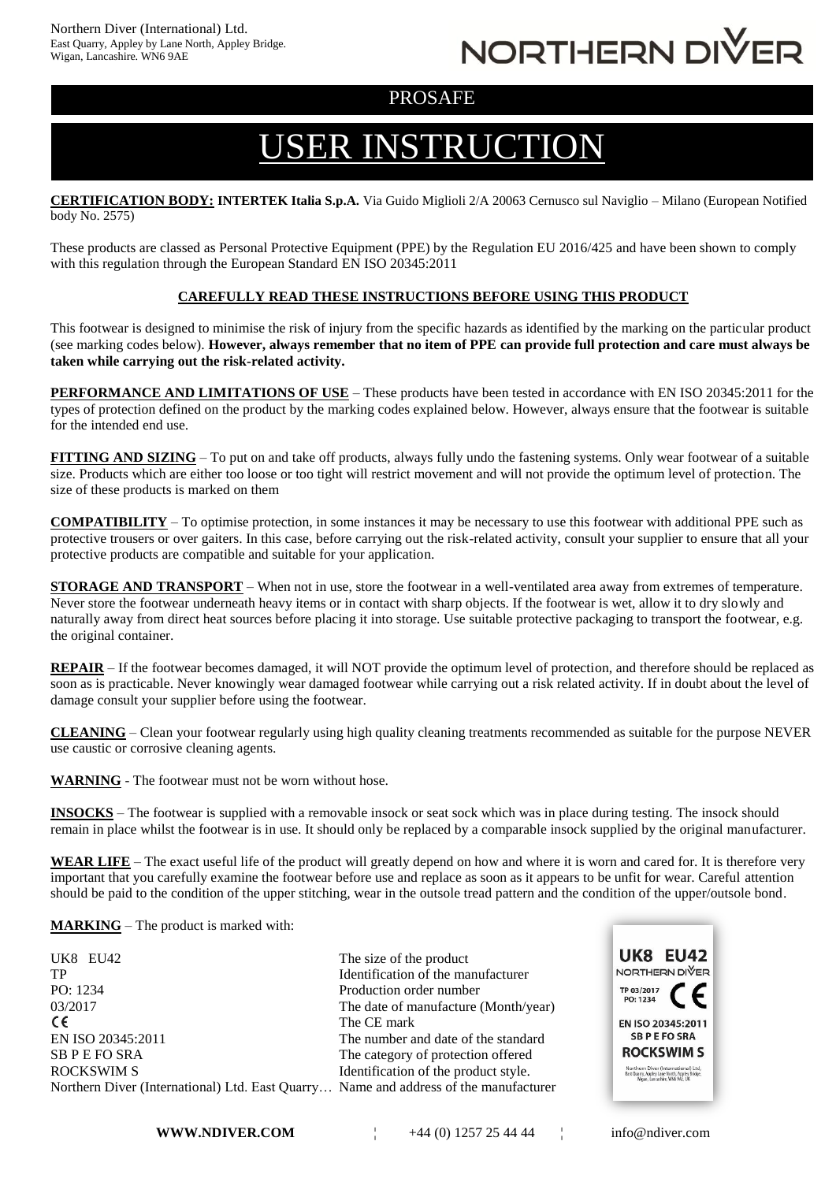Northern Diver (International) Ltd.
East Quarry, Appley by Lane North, Appley Bridge.
Wigan, Lancashire. WN6 9AE

NORTHERN DIVER

PROSAFE

# USER INSTRUCTION

**CERTIFICATION BODY: INTERTEK Italia S.p.A.** Via Guido Miglioli 2/A 20063 Cernusco sul Naviglio – Milano (European Notified body No. 2575)

These products are classed as Personal Protective Equipment (PPE) by the Regulation EU 2016/425 and have been shown to comply with this regulation through the European Standard EN ISO 20345:2011

**CAREFULLY READ THESE INSTRUCTIONS BEFORE USING THIS PRODUCT**

This footwear is designed to minimise the risk of injury from the specific hazards as identified by the marking on the particular product (see marking codes below). **However, always remember that no item of PPE can provide full protection and care must always be taken while carrying out the risk-related activity.**

**PERFORMANCE AND LIMITATIONS OF USE** – These products have been tested in accordance with EN ISO 20345:2011 for the types of protection defined on the product by the marking codes explained below. However, always ensure that the footwear is suitable for the intended end use.

**FITTING AND SIZING** – To put on and take off products, always fully undo the fastening systems. Only wear footwear of a suitable size. Products which are either too loose or too tight will restrict movement and will not provide the optimum level of protection. The size of these products is marked on them

**COMPATIBILITY** – To optimise protection, in some instances it may be necessary to use this footwear with additional PPE such as protective trousers or over gaiters. In this case, before carrying out the risk-related activity, consult your supplier to ensure that all your protective products are compatible and suitable for your application.

**STORAGE AND TRANSPORT** – When not in use, store the footwear in a well-ventilated area away from extremes of temperature. Never store the footwear underneath heavy items or in contact with sharp objects. If the footwear is wet, allow it to dry slowly and naturally away from direct heat sources before placing it into storage. Use suitable protective packaging to transport the footwear, e.g. the original container.

**REPAIR** – If the footwear becomes damaged, it will NOT provide the optimum level of protection, and therefore should be replaced as soon as is practicable. Never knowingly wear damaged footwear while carrying out a risk related activity. If in doubt about the level of damage consult your supplier before using the footwear.

**CLEANING** – Clean your footwear regularly using high quality cleaning treatments recommended as suitable for the purpose NEVER use caustic or corrosive cleaning agents.

**WARNING** - The footwear must not be worn without hose.

**INSOCKS** – The footwear is supplied with a removable insock or seat sock which was in place during testing. The insock should remain in place whilst the footwear is in use. It should only be replaced by a comparable insock supplied by the original manufacturer.

**WEAR LIFE** – The exact useful life of the product will greatly depend on how and where it is worn and cared for. It is therefore very important that you carefully examine the footwear before use and replace as soon as it appears to be unfit for wear. Careful attention should be paid to the condition of the upper stitching, wear in the outsole tread pattern and the condition of the upper/outsole bond.

**MARKING** – The product is marked with:

| | |
|---|---|
| UK8 EU42 | The size of the product |
| TP | Identification of the manufacturer |
| PO: 1234 | Production order number |
| 03/2017 | The date of manufacture (Month/year) |
| CE | The CE mark |
| EN ISO 20345:2011 | The number and date of the standard |
| SB P E FO SRA | The category of protection offered |
| ROCKSWIM S | Identification of the product style. |
| Northern Diver (International) Ltd. East Quarry… | Name and address of the manufacturer |

UK8 EU42
NORTHERN DIVER
TP 03/2017
PO: 1234
CE
EN ISO 20345:2011
SB P E FO SRA
ROCKSWIM S
Northern Diver (International) Ltd, East Quarry, Appley Lane North, Appley Bridge, Wigan, Lancashire, WN6 9AE, UK

**WWW.NDIVER.COM** ¦ +44 (0) 1257 25 44 44 ¦ info@ndiver.com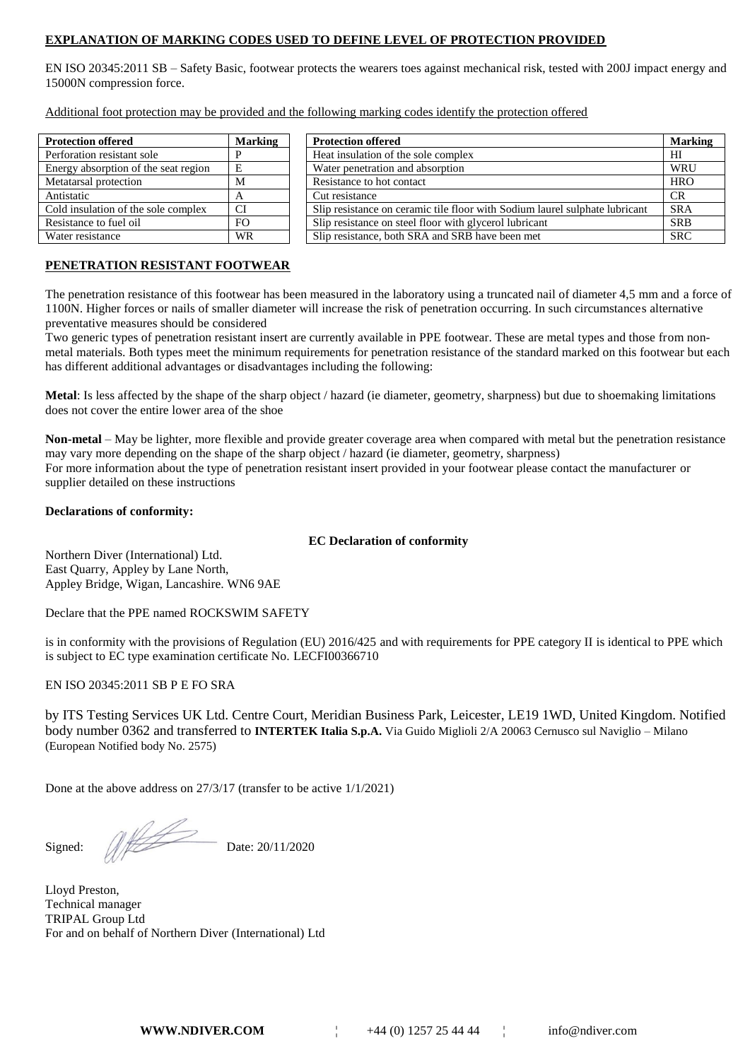## EXPLANATION OF MARKING CODES USED TO DEFINE LEVEL OF PROTECTION PROVIDED

EN ISO 20345:2011 SB – Safety Basic, footwear protects the wearers toes against mechanical risk, tested with 200J impact energy and 15000N compression force.

Additional foot protection may be provided and the following marking codes identify the protection offered

| Protection offered | Marking |
|---|---|
| Perforation resistant sole | P |
| Energy absorption of the seat region | E |
| Metatarsal protection | M |
| Antistatic | A |
| Cold insulation of the sole complex | CI |
| Resistance to fuel oil | FO |
| Water resistance | WR |

| Protection offered | Marking |
|---|---|
| Heat insulation of the sole complex | HI |
| Water penetration and absorption | WRU |
| Resistance to hot contact | HRO |
| Cut resistance | CR |
| Slip resistance on ceramic tile floor with Sodium laurel sulphate lubricant | SRA |
| Slip resistance on steel floor with glycerol lubricant | SRB |
| Slip resistance, both SRA and SRB have been met | SRC |

## PENETRATION RESISTANT FOOTWEAR

The penetration resistance of this footwear has been measured in the laboratory using a truncated nail of diameter 4,5 mm and a force of 1100N. Higher forces or nails of smaller diameter will increase the risk of penetration occurring. In such circumstances alternative preventative measures should be considered

Two generic types of penetration resistant insert are currently available in PPE footwear. These are metal types and those from non-metal materials. Both types meet the minimum requirements for penetration resistance of the standard marked on this footwear but each has different additional advantages or disadvantages including the following:

**Metal**: Is less affected by the shape of the sharp object / hazard (ie diameter, geometry, sharpness) but due to shoemaking limitations does not cover the entire lower area of the shoe

**Non-metal** – May be lighter, more flexible and provide greater coverage area when compared with metal but the penetration resistance may vary more depending on the shape of the sharp object / hazard (ie diameter, geometry, sharpness)

For more information about the type of penetration resistant insert provided in your footwear please contact the manufacturer or supplier detailed on these instructions

**Declarations of conformity:**

**EC Declaration of conformity**

Northern Diver (International) Ltd.
East Quarry, Appley by Lane North,
Appley Bridge, Wigan, Lancashire. WN6 9AE

Declare that the PPE named ROCKSWIM SAFETY

is in conformity with the provisions of Regulation (EU) 2016/425 and with requirements for PPE category II is identical to PPE which is subject to EC type examination certificate No. LECFI00366710

EN ISO 20345:2011 SB P E FO SRA

by ITS Testing Services UK Ltd. Centre Court, Meridian Business Park, Leicester, LE19 1WD, United Kingdom. Notified body number 0362 and transferred to **INTERTEK Italia S.p.A.** Via Guido Miglioli 2/A 20063 Cernusco sul Naviglio – Milano (European Notified body No. 2575)

Done at the above address on 27/3/17 (transfer to be active 1/1/2021)

Signed: Date: 20/11/2020

Lloyd Preston,
Technical manager
TRIPAL Group Ltd
For and on behalf of Northern Diver (International) Ltd

**WWW.NDIVER.COM** ¦ +44 (0) 1257 25 44 44 ¦ info@ndiver.com